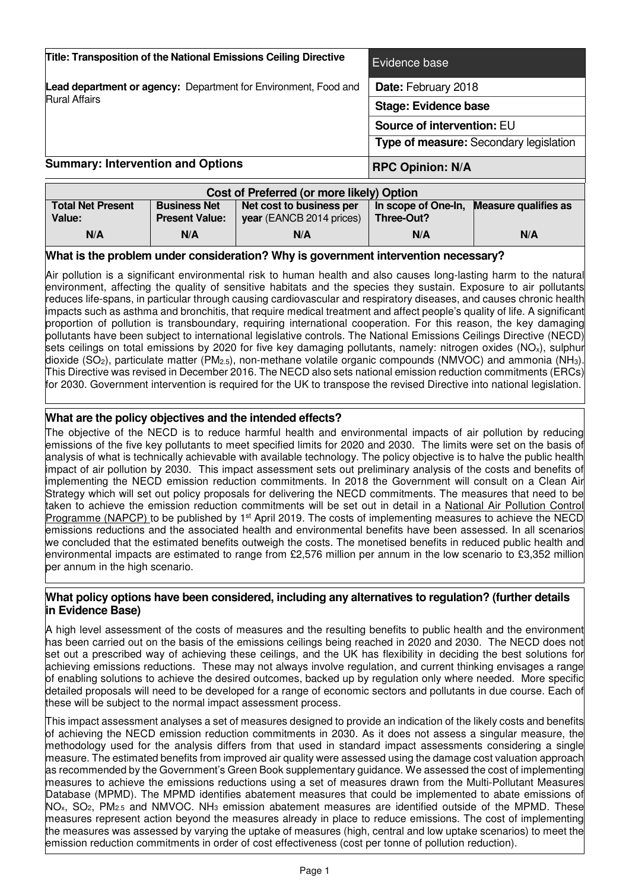| Title: Transposition of the National Emissions Ceiling Directive | Evidence base |
|---|---|
| **Lead department or agency:** Department for Environment, Food and Rural Affairs | **Date:** February 2018 |
| | **Stage: Evidence base** |
| | **Source of intervention:** EU |
| | **Type of measure:** Secondary legislation |
| **Summary: Intervention and Options** | **RPC Opinion: N/A** |

| Cost of Preferred (or more likely) Option | | | | |
|---|---|---|---|---|
| **Total Net Present Value:** | **Business Net Present Value:** | **Net cost to business per year** (EANCB 2014 prices) | **In scope of One-In, Three-Out?** | **Measure qualifies as** |
| N/A | N/A | N/A | N/A | N/A |

## What is the problem under consideration? Why is government intervention necessary?

Air pollution is a significant environmental risk to human health and also causes long-lasting harm to the natural environment, affecting the quality of sensitive habitats and the species they sustain. Exposure to air pollutants reduces life-spans, in particular through causing cardiovascular and respiratory diseases, and causes chronic health impacts such as asthma and bronchitis, that require medical treatment and affect people's quality of life. A significant proportion of pollution is transboundary, requiring international cooperation. For this reason, the key damaging pollutants have been subject to international legislative controls. The National Emissions Ceilings Directive (NECD) sets ceilings on total emissions by 2020 for five key damaging pollutants, namely: nitrogen oxides ($NO_x$), sulphur dioxide ($SO_2$), particulate matter ($PM_{2.5}$), non-methane volatile organic compounds (NMVOC) and ammonia ($NH_3$). This Directive was revised in December 2016. The NECD also sets national emission reduction commitments (ERCs) for 2030. Government intervention is required for the UK to transpose the revised Directive into national legislation.

## What are the policy objectives and the intended effects?

The objective of the NECD is to reduce harmful health and environmental impacts of air pollution by reducing emissions of the five key pollutants to meet specified limits for 2020 and 2030. The limits were set on the basis of analysis of what is technically achievable with available technology. The policy objective is to halve the public health impact of air pollution by 2030. This impact assessment sets out preliminary analysis of the costs and benefits of implementing the NECD emission reduction commitments. In 2018 the Government will consult on a Clean Air Strategy which will set out policy proposals for delivering the NECD commitments. The measures that need to be taken to achieve the emission reduction commitments will be set out in detail in a National Air Pollution Control Programme (NAPCP) to be published by 1st April 2019. The costs of implementing measures to achieve the NECD emissions reductions and the associated health and environmental benefits have been assessed. In all scenarios we concluded that the estimated benefits outweigh the costs. The monetised benefits in reduced public health and environmental impacts are estimated to range from £2,576 million per annum in the low scenario to £3,352 million per annum in the high scenario.

## What policy options have been considered, including any alternatives to regulation? (further details in Evidence Base)

A high level assessment of the costs of measures and the resulting benefits to public health and the environment has been carried out on the basis of the emissions ceilings being reached in 2020 and 2030. The NECD does not set out a prescribed way of achieving these ceilings, and the UK has flexibility in deciding the best solutions for achieving emissions reductions. These may not always involve regulation, and current thinking envisages a range of enabling solutions to achieve the desired outcomes, backed up by regulation only where needed. More specific detailed proposals will need to be developed for a range of economic sectors and pollutants in due course. Each of these will be subject to the normal impact assessment process.

This impact assessment analyses a set of measures designed to provide an indication of the likely costs and benefits of achieving the NECD emission reduction commitments in 2030. As it does not assess a singular measure, the methodology used for the analysis differs from that used in standard impact assessments considering a single measure. The estimated benefits from improved air quality were assessed using the damage cost valuation approach as recommended by the Government's Green Book supplementary guidance. We assessed the cost of implementing measures to achieve the emissions reductions using a set of measures drawn from the Multi-Pollutant Measures Database (MPMD). The MPMD identifies abatement measures that could be implemented to abate emissions of $NO_x$, $SO_2$, $PM_{2.5}$ and NMVOC. $NH_3$ emission abatement measures are identified outside of the MPMD. These measures represent action beyond the measures already in place to reduce emissions. The cost of implementing the measures was assessed by varying the uptake of measures (high, central and low uptake scenarios) to meet the emission reduction commitments in order of cost effectiveness (cost per tonne of pollution reduction).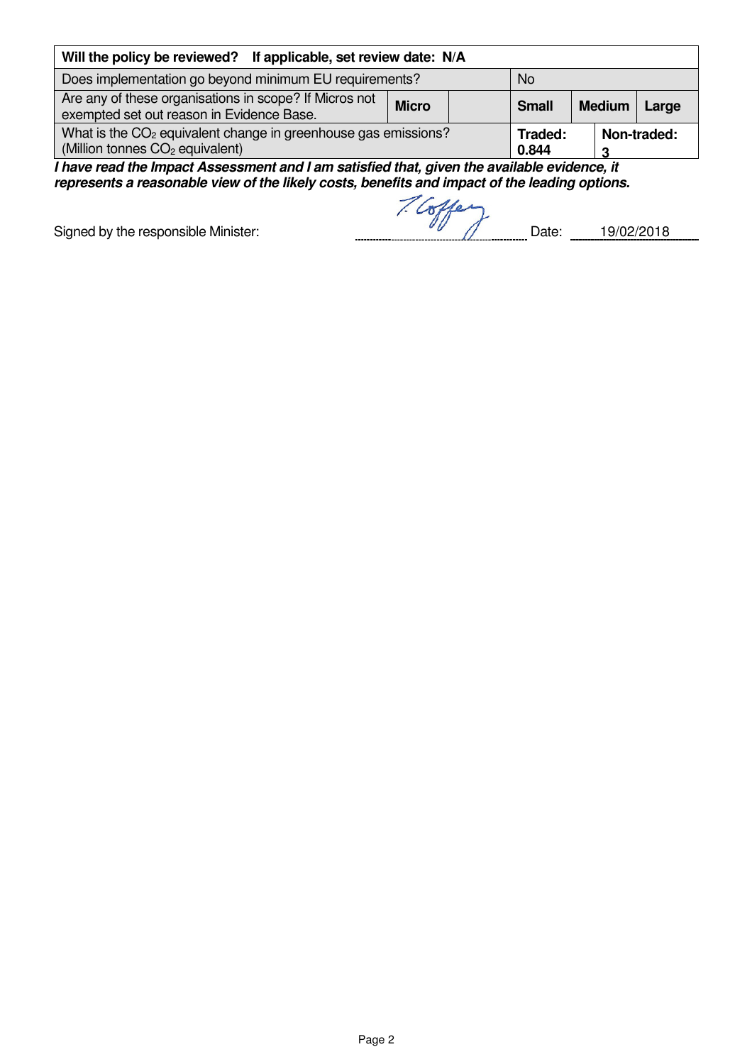| Will the policy be reviewed? If applicable, set review date: N/A | | | | | |
|---|---|---|---|---|---|
| Does implementation go beyond minimum EU requirements? | | | No | | |
| Are any of these organisations in scope? If Micros not exempted set out reason in Evidence Base. | **Micro** | | **Small** | **Medium** | **Large** |
| What is the $CO_2$ equivalent change in greenhouse gas emissions? (Million tonnes $CO_2$ equivalent) | | | **Traded:** 0.844 | **Non-traded:** 3 | |

***I have read the Impact Assessment and I am satisfied that, given the available evidence, it represents a reasonable view of the likely costs, benefits and impact of the leading options.***

Signed by the responsible Minister: T. Coffey Date: 19/02/2018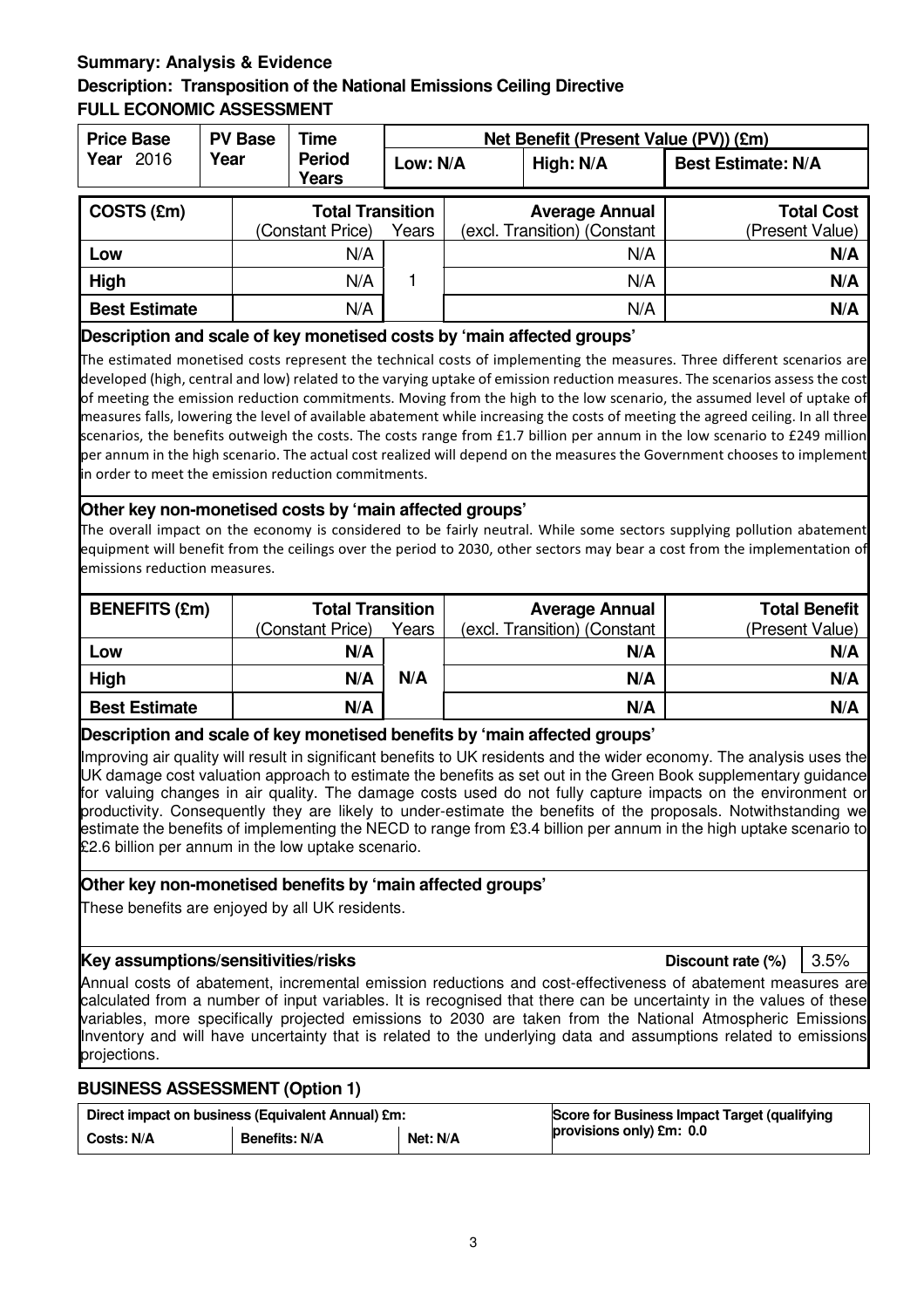**Summary: Analysis & Evidence**

**Description: Transposition of the National Emissions Ceiling Directive**

**FULL ECONOMIC ASSESSMENT**

| Price Base Year 2016 | PV Base Year | Time Period Years | Net Benefit (Present Value (PV)) (£m) | | |
|---|---|---|---|---|---|
| | | | Low: N/A | High: N/A | Best Estimate: N/A |

| COSTS (£m) | Total Transition (Constant Price) | Years | Average Annual (excl. Transition) (Constant | Total Cost (Present Value) |
|---|---|---|---|---|
| Low | N/A | 1 | N/A | N/A |
| High | N/A | | N/A | N/A |
| Best Estimate | N/A | | N/A | N/A |

**Description and scale of key monetised costs by 'main affected groups'**

The estimated monetised costs represent the technical costs of implementing the measures. Three different scenarios are developed (high, central and low) related to the varying uptake of emission reduction measures. The scenarios assess the cost of meeting the emission reduction commitments. Moving from the high to the low scenario, the assumed level of uptake of measures falls, lowering the level of available abatement while increasing the costs of meeting the agreed ceiling. In all three scenarios, the benefits outweigh the costs. The costs range from £1.7 billion per annum in the low scenario to £249 million per annum in the high scenario. The actual cost realized will depend on the measures the Government chooses to implement in order to meet the emission reduction commitments.

**Other key non-monetised costs by 'main affected groups'**

The overall impact on the economy is considered to be fairly neutral. While some sectors supplying pollution abatement equipment will benefit from the ceilings over the period to 2030, other sectors may bear a cost from the implementation of emissions reduction measures.

| BENEFITS (£m) | Total Transition (Constant Price) | Years | Average Annual (excl. Transition) (Constant | Total Benefit (Present Value) |
|---|---|---|---|---|
| Low | N/A | N/A | N/A | N/A |
| High | N/A | | N/A | N/A |
| Best Estimate | N/A | | N/A | N/A |

**Description and scale of key monetised benefits by 'main affected groups'**

Improving air quality will result in significant benefits to UK residents and the wider economy. The analysis uses the UK damage cost valuation approach to estimate the benefits as set out in the Green Book supplementary guidance for valuing changes in air quality. The damage costs used do not fully capture impacts on the environment or productivity. Consequently they are likely to under-estimate the benefits of the proposals. Notwithstanding we estimate the benefits of implementing the NECD to range from £3.4 billion per annum in the high uptake scenario to £2.6 billion per annum in the low uptake scenario.

**Other key non-monetised benefits by 'main affected groups'**

These benefits are enjoyed by all UK residents.

**Key assumptions/sensitivities/risks** — **Discount rate (%)** 3.5%

Annual costs of abatement, incremental emission reductions and cost-effectiveness of abatement measures are calculated from a number of input variables. It is recognised that there can be uncertainty in the values of these variables, more specifically projected emissions to 2030 are taken from the National Atmospheric Emissions Inventory and will have uncertainty that is related to the underlying data and assumptions related to emissions projections.

**BUSINESS ASSESSMENT (Option 1)**

| Direct impact on business (Equivalent Annual) £m: | | | Score for Business Impact Target (qualifying provisions only) £m: 0.0 |
|---|---|---|---|
| Costs: N/A | Benefits: N/A | Net: N/A | |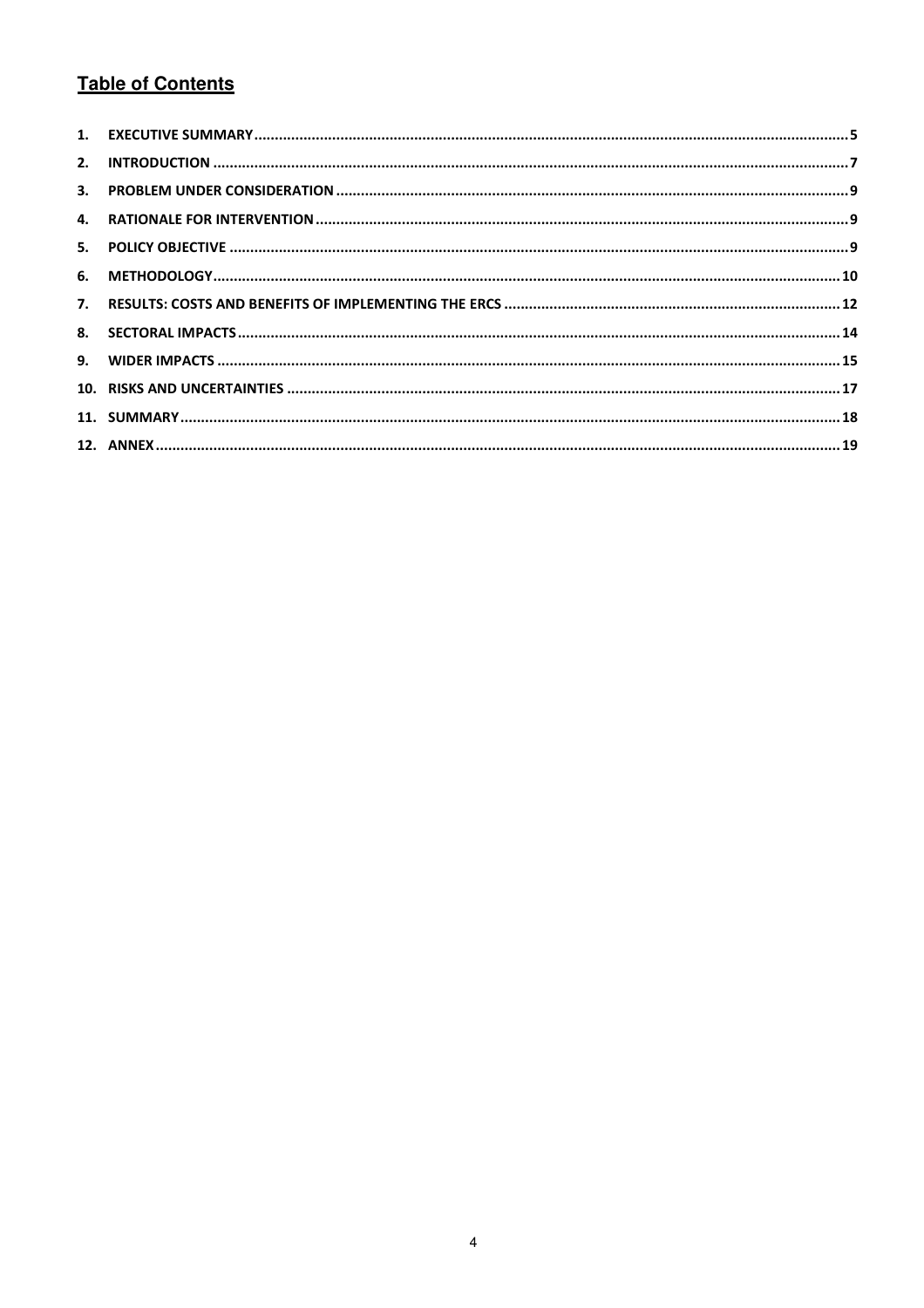## Table of Contents

1. EXECUTIVE SUMMARY .......... 5
2. INTRODUCTION .......... 7
3. PROBLEM UNDER CONSIDERATION .......... 9
4. RATIONALE FOR INTERVENTION .......... 9
5. POLICY OBJECTIVE .......... 9
6. METHODOLOGY .......... 10
7. RESULTS: COSTS AND BENEFITS OF IMPLEMENTING THE ERCS .......... 12
8. SECTORAL IMPACTS .......... 14
9. WIDER IMPACTS .......... 15
10. RISKS AND UNCERTAINTIES .......... 17
11. SUMMARY .......... 18
12. ANNEX .......... 19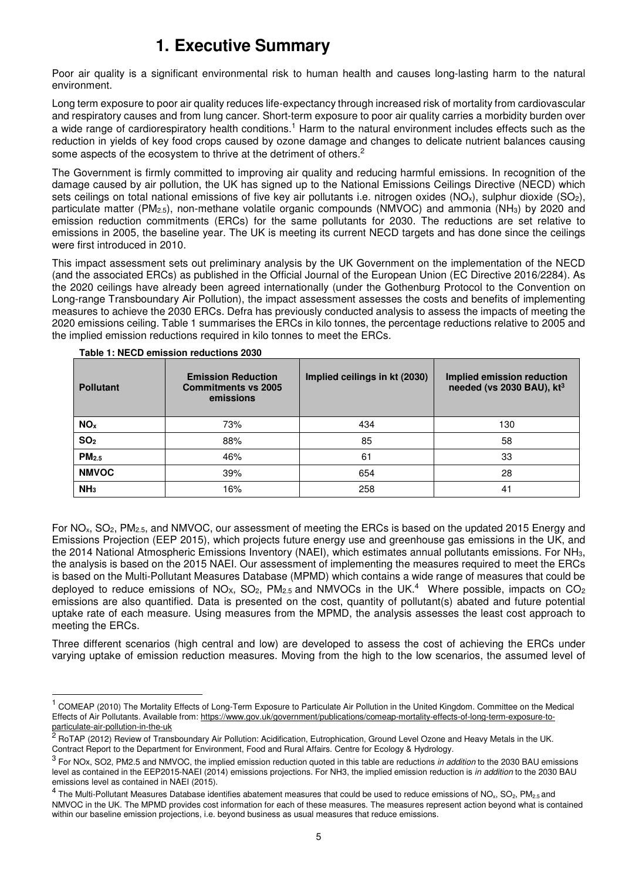# 1. Executive Summary

Poor air quality is a significant environmental risk to human health and causes long-lasting harm to the natural environment.

Long term exposure to poor air quality reduces life-expectancy through increased risk of mortality from cardiovascular and respiratory causes and from lung cancer. Short-term exposure to poor air quality carries a morbidity burden over a wide range of cardiorespiratory health conditions.[1] Harm to the natural environment includes effects such as the reduction in yields of key food crops caused by ozone damage and changes to delicate nutrient balances causing some aspects of the ecosystem to thrive at the detriment of others.[2]

The Government is firmly committed to improving air quality and reducing harmful emissions. In recognition of the damage caused by air pollution, the UK has signed up to the National Emissions Ceilings Directive (NECD) which sets ceilings on total national emissions of five key air pollutants i.e. nitrogen oxides ($NO_x$), sulphur dioxide ($SO_2$), particulate matter ($PM_{2.5}$), non-methane volatile organic compounds (NMVOC) and ammonia ($NH_3$) by 2020 and emission reduction commitments (ERCs) for the same pollutants for 2030. The reductions are set relative to emissions in 2005, the baseline year. The UK is meeting its current NECD targets and has done since the ceilings were first introduced in 2010.

This impact assessment sets out preliminary analysis by the UK Government on the implementation of the NECD (and the associated ERCs) as published in the Official Journal of the European Union (EC Directive 2016/2284). As the 2020 ceilings have already been agreed internationally (under the Gothenburg Protocol to the Convention on Long-range Transboundary Air Pollution), the impact assessment assesses the costs and benefits of implementing measures to achieve the 2030 ERCs. Defra has previously conducted analysis to assess the impacts of meeting the 2020 emissions ceiling. Table 1 summarises the ERCs in kilo tonnes, the percentage reductions relative to 2005 and the implied emission reductions required in kilo tonnes to meet the ERCs.

**Table 1: NECD emission reductions 2030**

| Pollutant | Emission Reduction Commitments vs 2005 emissions | Implied ceilings in kt (2030) | Implied emission reduction needed (vs 2030 BAU), kt[3] |
|---|---|---|---|
| $NO_x$ | 73% | 434 | 130 |
| $SO_2$ | 88% | 85 | 58 |
| $PM_{2.5}$ | 46% | 61 | 33 |
| NMVOC | 39% | 654 | 28 |
| $NH_3$ | 16% | 258 | 41 |

For $NO_x$, $SO_2$, $PM_{2.5}$, and NMVOC, our assessment of meeting the ERCs is based on the updated 2015 Energy and Emissions Projection (EEP 2015), which projects future energy use and greenhouse gas emissions in the UK, and the 2014 National Atmospheric Emissions Inventory (NAEI), which estimates annual pollutants emissions. For $NH_3$, the analysis is based on the 2015 NAEI. Our assessment of implementing the measures required to meet the ERCs is based on the Multi-Pollutant Measures Database (MPMD) which contains a wide range of measures that could be deployed to reduce emissions of $NO_X$, $SO_2$, $PM_{2.5}$ and NMVOCs in the UK.[4] Where possible, impacts on $CO_2$ emissions are also quantified. Data is presented on the cost, quantity of pollutant(s) abated and future potential uptake rate of each measure. Using measures from the MPMD, the analysis assesses the least cost approach to meeting the ERCs.

Three different scenarios (high central and low) are developed to assess the cost of achieving the ERCs under varying uptake of emission reduction measures. Moving from the high to the low scenarios, the assumed level of

---

[1] COMEAP (2010) The Mortality Effects of Long-Term Exposure to Particulate Air Pollution in the United Kingdom. Committee on the Medical Effects of Air Pollutants. Available from: https://www.gov.uk/government/publications/comeap-mortality-effects-of-long-term-exposure-to-particulate-air-pollution-in-the-uk

[2] RoTAP (2012) Review of Transboundary Air Pollution: Acidification, Eutrophication, Ground Level Ozone and Heavy Metals in the UK. Contract Report to the Department for Environment, Food and Rural Affairs. Centre for Ecology & Hydrology.

[3] For NOx, SO2, PM2.5 and NMVOC, the implied emission reduction quoted in this table are reductions *in addition* to the 2030 BAU emissions level as contained in the EEP2015-NAEI (2014) emissions projections. For NH3, the implied emission reduction is *in addition* to the 2030 BAU emissions level as contained in NAEI (2015).

[4] The Multi-Pollutant Measures Database identifies abatement measures that could be used to reduce emissions of $NO_x$, $SO_2$, $PM_{2.5}$ and NMVOC in the UK. The MPMD provides cost information for each of these measures. The measures represent action beyond what is contained within our baseline emission projections, i.e. beyond business as usual measures that reduce emissions.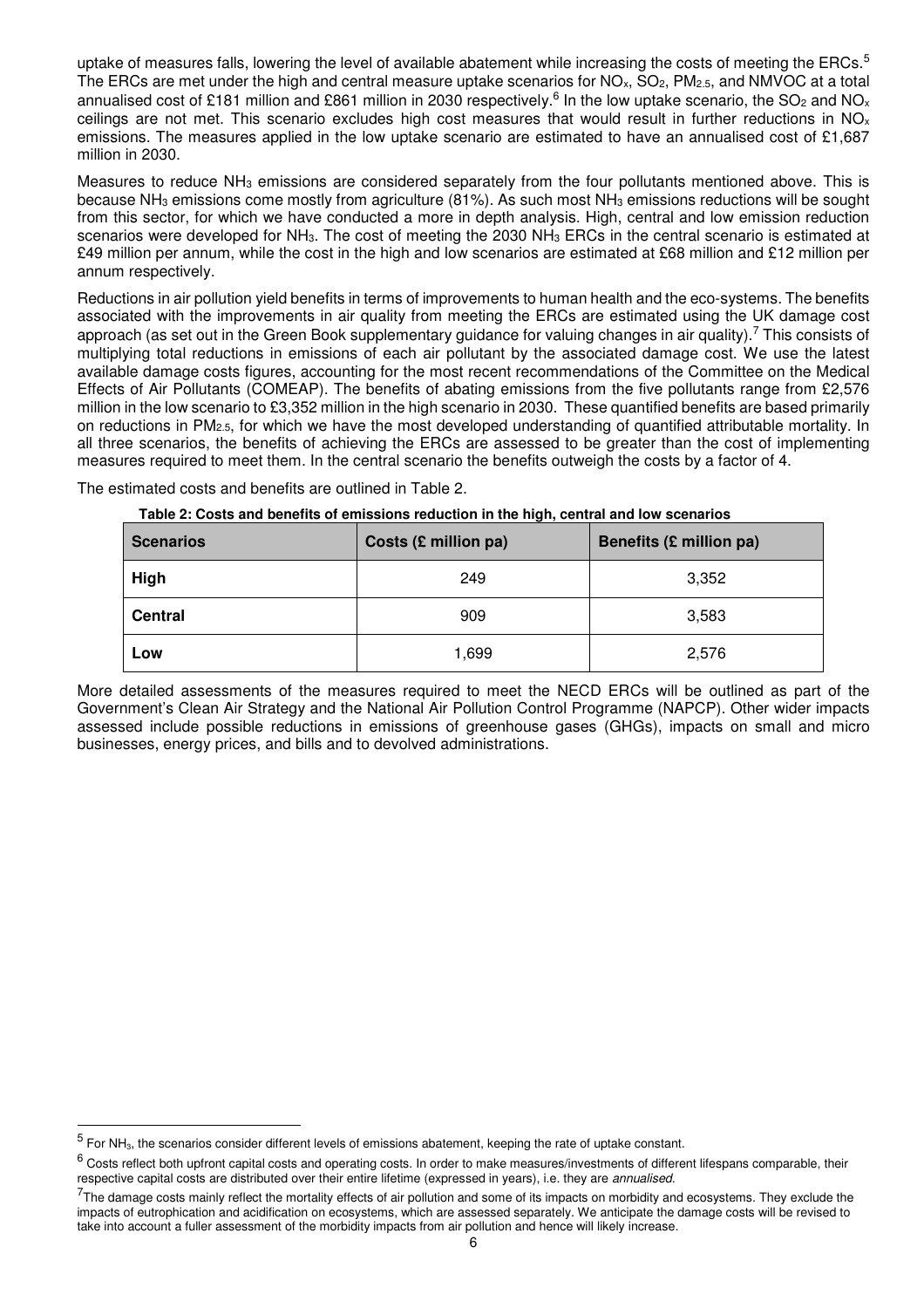uptake of measures falls, lowering the level of available abatement while increasing the costs of meeting the ERCs.[5] The ERCs are met under the high and central measure uptake scenarios for $NO_x$, $SO_2$, $PM_{2.5}$, and NMVOC at a total annualised cost of £181 million and £861 million in 2030 respectively.[6] In the low uptake scenario, the $SO_2$ and $NO_x$ ceilings are not met. This scenario excludes high cost measures that would result in further reductions in $NO_x$ emissions. The measures applied in the low uptake scenario are estimated to have an annualised cost of £1,687 million in 2030.

Measures to reduce $NH_3$ emissions are considered separately from the four pollutants mentioned above. This is because $NH_3$ emissions come mostly from agriculture (81%). As such most $NH_3$ emissions reductions will be sought from this sector, for which we have conducted a more in depth analysis. High, central and low emission reduction scenarios were developed for $NH_3$. The cost of meeting the 2030 $NH_3$ ERCs in the central scenario is estimated at £49 million per annum, while the cost in the high and low scenarios are estimated at £68 million and £12 million per annum respectively.

Reductions in air pollution yield benefits in terms of improvements to human health and the eco-systems. The benefits associated with the improvements in air quality from meeting the ERCs are estimated using the UK damage cost approach (as set out in the Green Book supplementary guidance for valuing changes in air quality).[7] This consists of multiplying total reductions in emissions of each air pollutant by the associated damage cost. We use the latest available damage costs figures, accounting for the most recent recommendations of the Committee on the Medical Effects of Air Pollutants (COMEAP). The benefits of abating emissions from the five pollutants range from £2,576 million in the low scenario to £3,352 million in the high scenario in 2030. These quantified benefits are based primarily on reductions in $PM_{2.5}$, for which we have the most developed understanding of quantified attributable mortality. In all three scenarios, the benefits of achieving the ERCs are assessed to be greater than the cost of implementing measures required to meet them. In the central scenario the benefits outweigh the costs by a factor of 4.

The estimated costs and benefits are outlined in Table 2.

**Table 2: Costs and benefits of emissions reduction in the high, central and low scenarios**

| Scenarios | Costs (£ million pa) | Benefits (£ million pa) |
|---|---|---|
| **High** | 249 | 3,352 |
| **Central** | 909 | 3,583 |
| **Low** | 1,699 | 2,576 |

More detailed assessments of the measures required to meet the NECD ERCs will be outlined as part of the Government's Clean Air Strategy and the National Air Pollution Control Programme (NAPCP). Other wider impacts assessed include possible reductions in emissions of greenhouse gases (GHGs), impacts on small and micro businesses, energy prices, and bills and to devolved administrations.

---

[5] For $NH_3$, the scenarios consider different levels of emissions abatement, keeping the rate of uptake constant.

[6] Costs reflect both upfront capital costs and operating costs. In order to make measures/investments of different lifespans comparable, their respective capital costs are distributed over their entire lifetime (expressed in years), i.e. they are *annualised*.

[7] The damage costs mainly reflect the mortality effects of air pollution and some of its impacts on morbidity and ecosystems. They exclude the impacts of eutrophication and acidification on ecosystems, which are assessed separately. We anticipate the damage costs will be revised to take into account a fuller assessment of the morbidity impacts from air pollution and hence will likely increase.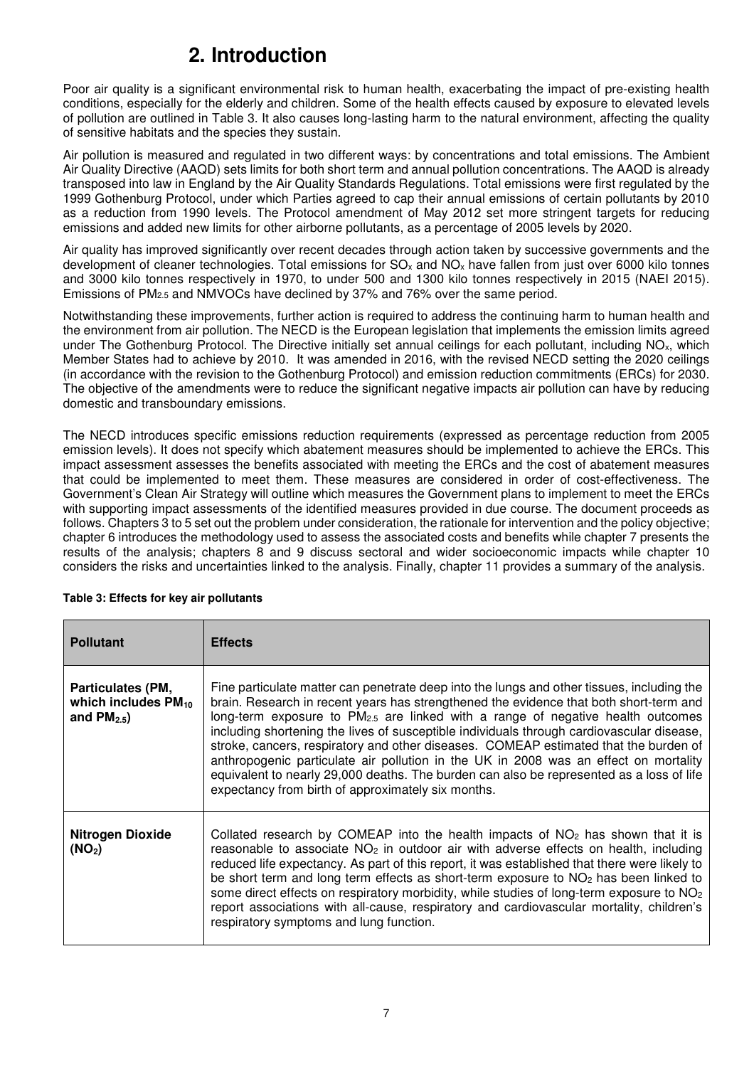# 2. Introduction

Poor air quality is a significant environmental risk to human health, exacerbating the impact of pre-existing health conditions, especially for the elderly and children. Some of the health effects caused by exposure to elevated levels of pollution are outlined in Table 3. It also causes long-lasting harm to the natural environment, affecting the quality of sensitive habitats and the species they sustain.

Air pollution is measured and regulated in two different ways: by concentrations and total emissions. The Ambient Air Quality Directive (AAQD) sets limits for both short term and annual pollution concentrations. The AAQD is already transposed into law in England by the Air Quality Standards Regulations. Total emissions were first regulated by the 1999 Gothenburg Protocol, under which Parties agreed to cap their annual emissions of certain pollutants by 2010 as a reduction from 1990 levels. The Protocol amendment of May 2012 set more stringent targets for reducing emissions and added new limits for other airborne pollutants, as a percentage of 2005 levels by 2020.

Air quality has improved significantly over recent decades through action taken by successive governments and the development of cleaner technologies. Total emissions for $SO_x$ and $NO_x$ have fallen from just over 6000 kilo tonnes and 3000 kilo tonnes respectively in 1970, to under 500 and 1300 kilo tonnes respectively in 2015 (NAEI 2015). Emissions of $PM_{2.5}$ and NMVOCs have declined by 37% and 76% over the same period.

Notwithstanding these improvements, further action is required to address the continuing harm to human health and the environment from air pollution. The NECD is the European legislation that implements the emission limits agreed under The Gothenburg Protocol. The Directive initially set annual ceilings for each pollutant, including $NO_x$, which Member States had to achieve by 2010. It was amended in 2016, with the revised NECD setting the 2020 ceilings (in accordance with the revision to the Gothenburg Protocol) and emission reduction commitments (ERCs) for 2030. The objective of the amendments were to reduce the significant negative impacts air pollution can have by reducing domestic and transboundary emissions.

The NECD introduces specific emissions reduction requirements (expressed as percentage reduction from 2005 emission levels). It does not specify which abatement measures should be implemented to achieve the ERCs. This impact assessment assesses the benefits associated with meeting the ERCs and the cost of abatement measures that could be implemented to meet them. These measures are considered in order of cost-effectiveness. The Government's Clean Air Strategy will outline which measures the Government plans to implement to meet the ERCs with supporting impact assessments of the identified measures provided in due course. The document proceeds as follows. Chapters 3 to 5 set out the problem under consideration, the rationale for intervention and the policy objective; chapter 6 introduces the methodology used to assess the associated costs and benefits while chapter 7 presents the results of the analysis; chapters 8 and 9 discuss sectoral and wider socioeconomic impacts while chapter 10 considers the risks and uncertainties linked to the analysis. Finally, chapter 11 provides a summary of the analysis.

**Table 3: Effects for key air pollutants**

| **Pollutant** | **Effects** |
|---|---|
| **Particulates (PM, which includes $PM_{10}$ and $PM_{2.5}$)** | Fine particulate matter can penetrate deep into the lungs and other tissues, including the brain. Research in recent years has strengthened the evidence that both short-term and long-term exposure to $PM_{2.5}$ are linked with a range of negative health outcomes including shortening the lives of susceptible individuals through cardiovascular disease, stroke, cancers, respiratory and other diseases. COMEAP estimated that the burden of anthropogenic particulate air pollution in the UK in 2008 was an effect on mortality equivalent to nearly 29,000 deaths. The burden can also be represented as a loss of life expectancy from birth of approximately six months. |
| **Nitrogen Dioxide ($NO_2$)** | Collated research by COMEAP into the health impacts of $NO_2$ has shown that it is reasonable to associate $NO_2$ in outdoor air with adverse effects on health, including reduced life expectancy. As part of this report, it was established that there were likely to be short term and long term effects as short-term exposure to $NO_2$ has been linked to some direct effects on respiratory morbidity, while studies of long-term exposure to $NO_2$ report associations with all-cause, respiratory and cardiovascular mortality, children's respiratory symptoms and lung function. |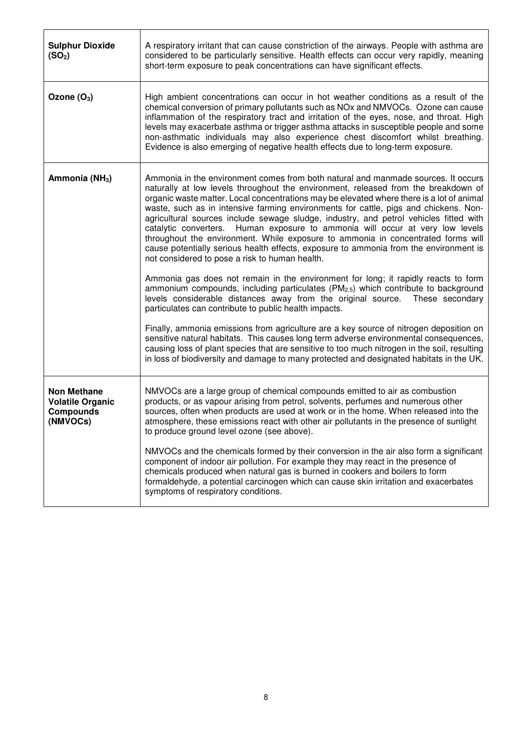| | |
|---|---|
| **Sulphur Dioxide ($SO_2$)** | A respiratory irritant that can cause constriction of the airways. People with asthma are considered to be particularly sensitive. Health effects can occur very rapidly, meaning short-term exposure to peak concentrations can have significant effects. |
| **Ozone ($O_3$)** | High ambient concentrations can occur in hot weather conditions as a result of the chemical conversion of primary pollutants such as NOx and NMVOCs. Ozone can cause inflammation of the respiratory tract and irritation of the eyes, nose, and throat. High levels may exacerbate asthma or trigger asthma attacks in susceptible people and some non-asthmatic individuals may also experience chest discomfort whilst breathing. Evidence is also emerging of negative health effects due to long-term exposure. |
| **Ammonia ($NH_3$)** | Ammonia in the environment comes from both natural and manmade sources. It occurs naturally at low levels throughout the environment, released from the breakdown of organic waste matter. Local concentrations may be elevated where there is a lot of animal waste, such as in intensive farming environments for cattle, pigs and chickens. Non-agricultural sources include sewage sludge, industry, and petrol vehicles fitted with catalytic converters. Human exposure to ammonia will occur at very low levels throughout the environment. While exposure to ammonia in concentrated forms will cause potentially serious health effects, exposure to ammonia from the environment is not considered to pose a risk to human health.<br><br>Ammonia gas does not remain in the environment for long; it rapidly reacts to form ammonium compounds, including particulates ($PM_{2.5}$) which contribute to background levels considerable distances away from the original source. These secondary particulates can contribute to public health impacts.<br><br>Finally, ammonia emissions from agriculture are a key source of nitrogen deposition on sensitive natural habitats. This causes long term adverse environmental consequences, causing loss of plant species that are sensitive to too much nitrogen in the soil, resulting in loss of biodiversity and damage to many protected and designated habitats in the UK. |
| **Non Methane Volatile Organic Compounds (NMVOCs)** | NMVOCs are a large group of chemical compounds emitted to air as combustion products, or as vapour arising from petrol, solvents, perfumes and numerous other sources, often when products are used at work or in the home. When released into the atmosphere, these emissions react with other air pollutants in the presence of sunlight to produce ground level ozone (see above).<br><br>NMVOCs and the chemicals formed by their conversion in the air also form a significant component of indoor air pollution. For example they may react in the presence of chemicals produced when natural gas is burned in cookers and boilers to form formaldehyde, a potential carcinogen which can cause skin irritation and exacerbates symptoms of respiratory conditions. |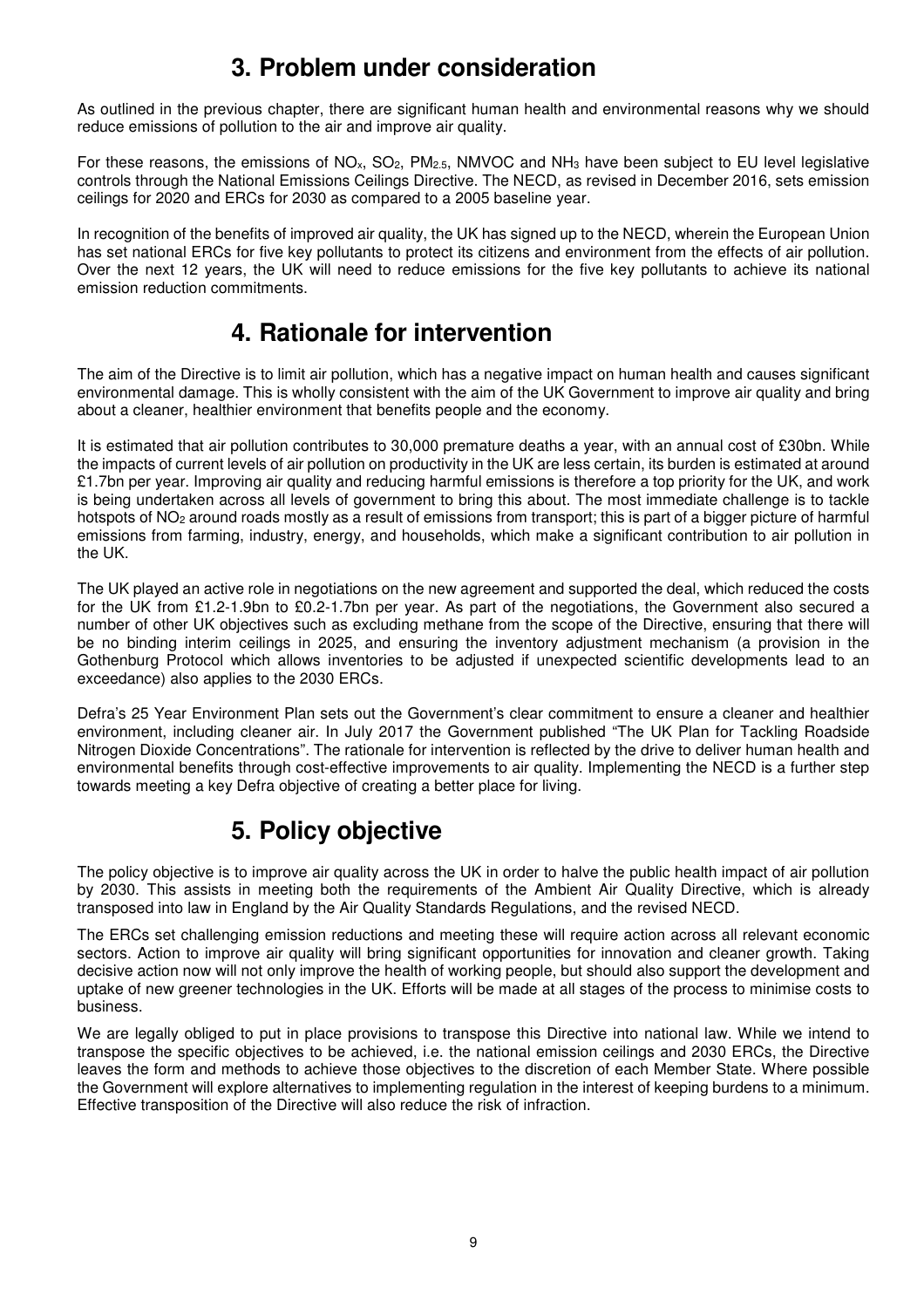# 3. Problem under consideration

As outlined in the previous chapter, there are significant human health and environmental reasons why we should reduce emissions of pollution to the air and improve air quality.

For these reasons, the emissions of $NO_x$, $SO_2$, $PM_{2.5}$, NMVOC and $NH_3$ have been subject to EU level legislative controls through the National Emissions Ceilings Directive. The NECD, as revised in December 2016, sets emission ceilings for 2020 and ERCs for 2030 as compared to a 2005 baseline year.

In recognition of the benefits of improved air quality, the UK has signed up to the NECD, wherein the European Union has set national ERCs for five key pollutants to protect its citizens and environment from the effects of air pollution. Over the next 12 years, the UK will need to reduce emissions for the five key pollutants to achieve its national emission reduction commitments.

# 4. Rationale for intervention

The aim of the Directive is to limit air pollution, which has a negative impact on human health and causes significant environmental damage. This is wholly consistent with the aim of the UK Government to improve air quality and bring about a cleaner, healthier environment that benefits people and the economy.

It is estimated that air pollution contributes to 30,000 premature deaths a year, with an annual cost of £30bn. While the impacts of current levels of air pollution on productivity in the UK are less certain, its burden is estimated at around £1.7bn per year. Improving air quality and reducing harmful emissions is therefore a top priority for the UK, and work is being undertaken across all levels of government to bring this about. The most immediate challenge is to tackle hotspots of $NO_2$ around roads mostly as a result of emissions from transport; this is part of a bigger picture of harmful emissions from farming, industry, energy, and households, which make a significant contribution to air pollution in the UK.

The UK played an active role in negotiations on the new agreement and supported the deal, which reduced the costs for the UK from £1.2-1.9bn to £0.2-1.7bn per year. As part of the negotiations, the Government also secured a number of other UK objectives such as excluding methane from the scope of the Directive, ensuring that there will be no binding interim ceilings in 2025, and ensuring the inventory adjustment mechanism (a provision in the Gothenburg Protocol which allows inventories to be adjusted if unexpected scientific developments lead to an exceedance) also applies to the 2030 ERCs.

Defra's 25 Year Environment Plan sets out the Government's clear commitment to ensure a cleaner and healthier environment, including cleaner air. In July 2017 the Government published "The UK Plan for Tackling Roadside Nitrogen Dioxide Concentrations". The rationale for intervention is reflected by the drive to deliver human health and environmental benefits through cost-effective improvements to air quality. Implementing the NECD is a further step towards meeting a key Defra objective of creating a better place for living.

# 5. Policy objective

The policy objective is to improve air quality across the UK in order to halve the public health impact of air pollution by 2030. This assists in meeting both the requirements of the Ambient Air Quality Directive, which is already transposed into law in England by the Air Quality Standards Regulations, and the revised NECD.

The ERCs set challenging emission reductions and meeting these will require action across all relevant economic sectors. Action to improve air quality will bring significant opportunities for innovation and cleaner growth. Taking decisive action now will not only improve the health of working people, but should also support the development and uptake of new greener technologies in the UK. Efforts will be made at all stages of the process to minimise costs to business.

We are legally obliged to put in place provisions to transpose this Directive into national law. While we intend to transpose the specific objectives to be achieved, i.e. the national emission ceilings and 2030 ERCs, the Directive leaves the form and methods to achieve those objectives to the discretion of each Member State. Where possible the Government will explore alternatives to implementing regulation in the interest of keeping burdens to a minimum. Effective transposition of the Directive will also reduce the risk of infraction.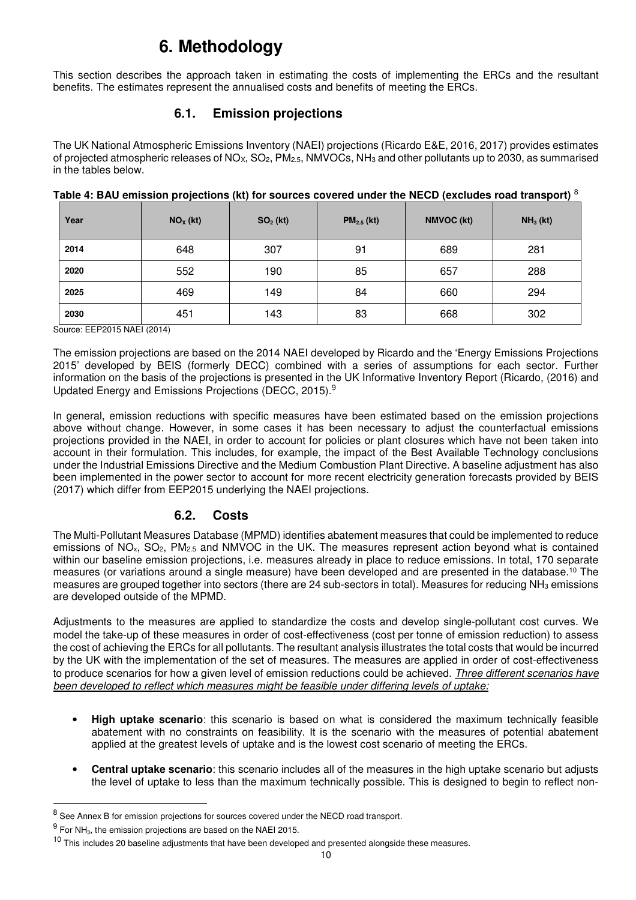# 6. Methodology

This section describes the approach taken in estimating the costs of implementing the ERCs and the resultant benefits. The estimates represent the annualised costs and benefits of meeting the ERCs.

## 6.1. Emission projections

The UK National Atmospheric Emissions Inventory (NAEI) projections (Ricardo E&E, 2016, 2017) provides estimates of projected atmospheric releases of $NO_X$, $SO_2$, $PM_{2.5}$, NMVOCs, $NH_3$ and other pollutants up to 2030, as summarised in the tables below.

**Table 4: BAU emission projections (kt) for sources covered under the NECD (excludes road transport)** [8]

| Year | $NO_X$ (kt) | $SO_2$ (kt) | $PM_{2.5}$ (kt) | NMVOC (kt) | $NH_3$ (kt) |
|---|---|---|---|---|---|
| 2014 | 648 | 307 | 91 | 689 | 281 |
| 2020 | 552 | 190 | 85 | 657 | 288 |
| 2025 | 469 | 149 | 84 | 660 | 294 |
| 2030 | 451 | 143 | 83 | 668 | 302 |

Source: EEP2015 NAEI (2014)

The emission projections are based on the 2014 NAEI developed by Ricardo and the 'Energy Emissions Projections 2015' developed by BEIS (formerly DECC) combined with a series of assumptions for each sector. Further information on the basis of the projections is presented in the UK Informative Inventory Report (Ricardo, (2016) and Updated Energy and Emissions Projections (DECC, 2015).[9]

In general, emission reductions with specific measures have been estimated based on the emission projections above without change. However, in some cases it has been necessary to adjust the counterfactual emissions projections provided in the NAEI, in order to account for policies or plant closures which have not been taken into account in their formulation. This includes, for example, the impact of the Best Available Technology conclusions under the Industrial Emissions Directive and the Medium Combustion Plant Directive. A baseline adjustment has also been implemented in the power sector to account for more recent electricity generation forecasts provided by BEIS (2017) which differ from EEP2015 underlying the NAEI projections.

## 6.2. Costs

The Multi-Pollutant Measures Database (MPMD) identifies abatement measures that could be implemented to reduce emissions of $NO_x$, $SO_2$, $PM_{2.5}$ and NMVOC in the UK. The measures represent action beyond what is contained within our baseline emission projections, i.e. measures already in place to reduce emissions. In total, 170 separate measures (or variations around a single measure) have been developed and are presented in the database.[10] The measures are grouped together into sectors (there are 24 sub-sectors in total). Measures for reducing $NH_3$ emissions are developed outside of the MPMD.

Adjustments to the measures are applied to standardize the costs and develop single-pollutant cost curves. We model the take-up of these measures in order of cost-effectiveness (cost per tonne of emission reduction) to assess the cost of achieving the ERCs for all pollutants. The resultant analysis illustrates the total costs that would be incurred by the UK with the implementation of the set of measures. The measures are applied in order of cost-effectiveness to produce scenarios for how a given level of emission reductions could be achieved. *Three different scenarios have been developed to reflect which measures might be feasible under differing levels of uptake:*

- **High uptake scenario**: this scenario is based on what is considered the maximum technically feasible abatement with no constraints on feasibility. It is the scenario with the measures of potential abatement applied at the greatest levels of uptake and is the lowest cost scenario of meeting the ERCs.
- **Central uptake scenario**: this scenario includes all of the measures in the high uptake scenario but adjusts the level of uptake to less than the maximum technically possible. This is designed to begin to reflect non-

[8] See Annex B for emission projections for sources covered under the NECD road transport.

[9] For $NH_3$, the emission projections are based on the NAEI 2015.

[10] This includes 20 baseline adjustments that have been developed and presented alongside these measures.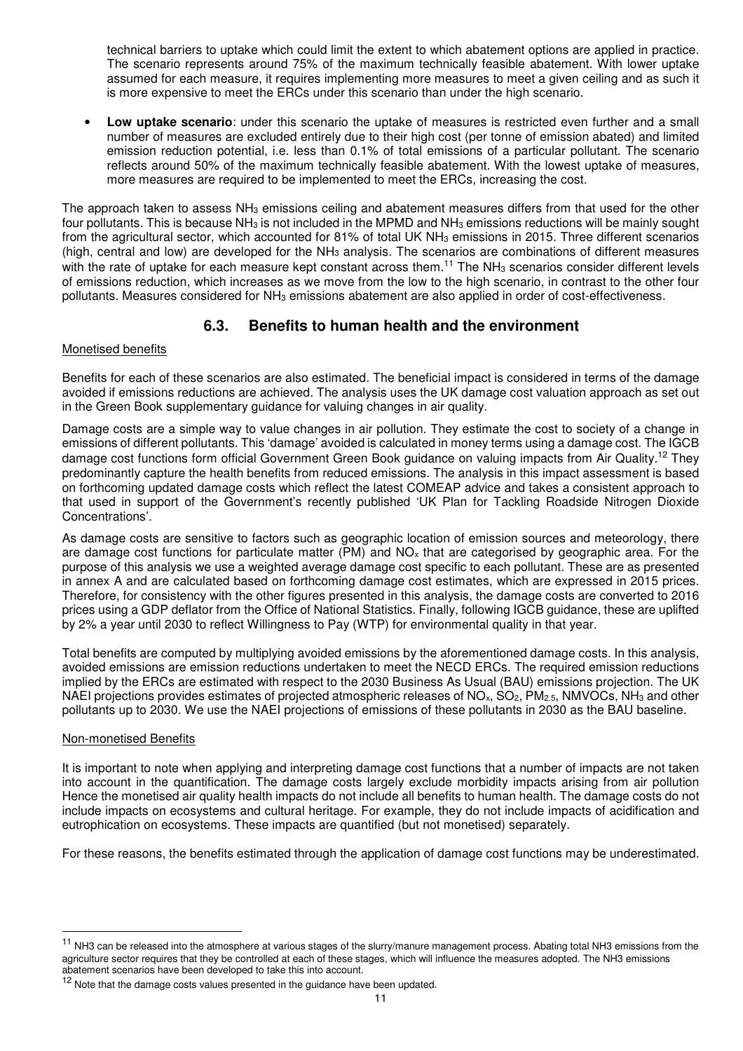technical barriers to uptake which could limit the extent to which abatement options are applied in practice. The scenario represents around 75% of the maximum technically feasible abatement. With lower uptake assumed for each measure, it requires implementing more measures to meet a given ceiling and as such it is more expensive to meet the ERCs under this scenario than under the high scenario.

- **Low uptake scenario**: under this scenario the uptake of measures is restricted even further and a small number of measures are excluded entirely due to their high cost (per tonne of emission abated) and limited emission reduction potential, i.e. less than 0.1% of total emissions of a particular pollutant. The scenario reflects around 50% of the maximum technically feasible abatement. With the lowest uptake of measures, more measures are required to be implemented to meet the ERCs, increasing the cost.

The approach taken to assess $NH_3$ emissions ceiling and abatement measures differs from that used for the other four pollutants. This is because $NH_3$ is not included in the MPMD and $NH_3$ emissions reductions will be mainly sought from the agricultural sector, which accounted for 81% of total UK $NH_3$ emissions in 2015. Three different scenarios (high, central and low) are developed for the $NH_3$ analysis. The scenarios are combinations of different measures with the rate of uptake for each measure kept constant across them.[11] The $NH_3$ scenarios consider different levels of emissions reduction, which increases as we move from the low to the high scenario, in contrast to the other four pollutants. Measures considered for $NH_3$ emissions abatement are also applied in order of cost-effectiveness.

## 6.3. Benefits to human health and the environment

Monetised benefits

Benefits for each of these scenarios are also estimated. The beneficial impact is considered in terms of the damage avoided if emissions reductions are achieved. The analysis uses the UK damage cost valuation approach as set out in the Green Book supplementary guidance for valuing changes in air quality.

Damage costs are a simple way to value changes in air pollution. They estimate the cost to society of a change in emissions of different pollutants. This 'damage' avoided is calculated in money terms using a damage cost. The IGCB damage cost functions form official Government Green Book guidance on valuing impacts from Air Quality.[12] They predominantly capture the health benefits from reduced emissions. The analysis in this impact assessment is based on forthcoming updated damage costs which reflect the latest COMEAP advice and takes a consistent approach to that used in support of the Government's recently published 'UK Plan for Tackling Roadside Nitrogen Dioxide Concentrations'.

As damage costs are sensitive to factors such as geographic location of emission sources and meteorology, there are damage cost functions for particulate matter (PM) and $NO_x$ that are categorised by geographic area. For the purpose of this analysis we use a weighted average damage cost specific to each pollutant. These are as presented in annex A and are calculated based on forthcoming damage cost estimates, which are expressed in 2015 prices. Therefore, for consistency with the other figures presented in this analysis, the damage costs are converted to 2016 prices using a GDP deflator from the Office of National Statistics. Finally, following IGCB guidance, these are uplifted by 2% a year until 2030 to reflect Willingness to Pay (WTP) for environmental quality in that year.

Total benefits are computed by multiplying avoided emissions by the aforementioned damage costs. In this analysis, avoided emissions are emission reductions undertaken to meet the NECD ERCs. The required emission reductions implied by the ERCs are estimated with respect to the 2030 Business As Usual (BAU) emissions projection. The UK NAEI projections provides estimates of projected atmospheric releases of $NO_x$, $SO_2$, $PM_{2.5}$, NMVOCs, $NH_3$ and other pollutants up to 2030. We use the NAEI projections of emissions of these pollutants in 2030 as the BAU baseline.

Non-monetised Benefits

It is important to note when applying and interpreting damage cost functions that a number of impacts are not taken into account in the quantification. The damage costs largely exclude morbidity impacts arising from air pollution Hence the monetised air quality health impacts do not include all benefits to human health. The damage costs do not include impacts on ecosystems and cultural heritage. For example, they do not include impacts of acidification and eutrophication on ecosystems. These impacts are quantified (but not monetised) separately.

For these reasons, the benefits estimated through the application of damage cost functions may be underestimated.

---

[11] NH3 can be released into the atmosphere at various stages of the slurry/manure management process. Abating total NH3 emissions from the agriculture sector requires that they be controlled at each of these stages, which will influence the measures adopted. The NH3 emissions abatement scenarios have been developed to take this into account.

[12] Note that the damage costs values presented in the guidance have been updated.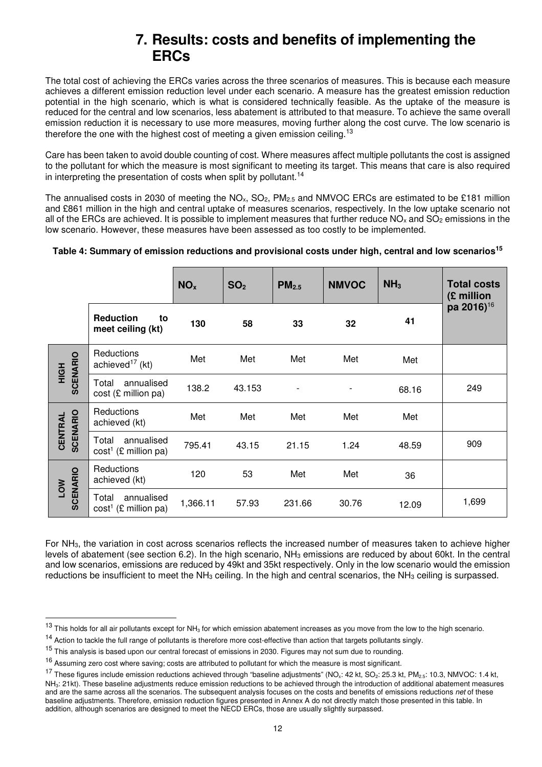# 7. Results: costs and benefits of implementing the ERCs

The total cost of achieving the ERCs varies across the three scenarios of measures. This is because each measure achieves a different emission reduction level under each scenario. A measure has the greatest emission reduction potential in the high scenario, which is what is considered technically feasible. As the uptake of the measure is reduced for the central and low scenarios, less abatement is attributed to that measure. To achieve the same overall emission reduction it is necessary to use more measures, moving further along the cost curve. The low scenario is therefore the one with the highest cost of meeting a given emission ceiling.[13]

Care has been taken to avoid double counting of cost. Where measures affect multiple pollutants the cost is assigned to the pollutant for which the measure is most significant to meeting its target. This means that care is also required in interpreting the presentation of costs when split by pollutant.[14]

The annualised costs in 2030 of meeting the $NO_x$, $SO_2$, $PM_{2.5}$ and NMVOC ERCs are estimated to be £181 million and £861 million in the high and central uptake of measures scenarios, respectively. In the low uptake scenario not all of the ERCs are achieved. It is possible to implement measures that further reduce $NO_x$ and $SO_2$ emissions in the low scenario. However, these measures have been assessed as too costly to be implemented.

**Table 4: Summary of emission reductions and provisional costs under high, central and low scenarios[15]**

| | | $NO_x$ | $SO_2$ | $PM_{2.5}$ | NMVOC | $NH_3$ | Total costs (£ million pa 2016)[16] |
|---|---|---|---|---|---|---|---|
| | **Reduction to meet ceiling (kt)** | **130** | **58** | **33** | **32** | **41** | |
| **HIGH SCENARIO** | Reductions achieved[17] (kt) | Met | Met | Met | Met | Met | |
| | Total annualised cost (£ million pa) | 138.2 | 43.153 | - | - | 68.16 | 249 |
| **CENTRAL SCENARIO** | Reductions achieved (kt) | Met | Met | Met | Met | Met | |
| | Total annualised cost[1] (£ million pa) | 795.41 | 43.15 | 21.15 | 1.24 | 48.59 | 909 |
| **LOW SCENARIO** | Reductions achieved (kt) | 120 | 53 | Met | Met | 36 | |
| | Total annualised cost[1] (£ million pa) | 1,366.11 | 57.93 | 231.66 | 30.76 | 12.09 | 1,699 |

For $NH_3$, the variation in cost across scenarios reflects the increased number of measures taken to achieve higher levels of abatement (see section 6.2). In the high scenario, $NH_3$ emissions are reduced by about 60kt. In the central and low scenarios, emissions are reduced by 49kt and 35kt respectively. Only in the low scenario would the emission reductions be insufficient to meet the $NH_3$ ceiling. In the high and central scenarios, the $NH_3$ ceiling is surpassed.

---

[13] This holds for all air pollutants except for $NH_3$ for which emission abatement increases as you move from the low to the high scenario.

[14] Action to tackle the full range of pollutants is therefore more cost-effective than action that targets pollutants singly.

[15] This analysis is based upon our central forecast of emissions in 2030. Figures may not sum due to rounding.

[16] Assuming zero cost where saving; costs are attributed to pollutant for which the measure is most significant.

[17] These figures include emission reductions achieved through "baseline adjustments" ($NO_x$: 42 kt, $SO_2$: 25.3 kt, $PM_{2.5}$: 10.3, NMVOC: 1.4 kt, $NH_3$: 21kt). These baseline adjustments reduce emission reductions to be achieved through the introduction of additional abatement measures and are the same across all the scenarios. The subsequent analysis focuses on the costs and benefits of emissions reductions *net* of these baseline adjustments. Therefore, emission reduction figures presented in Annex A do not directly match those presented in this table. In addition, although scenarios are designed to meet the NECD ERCs, those are usually slightly surpassed.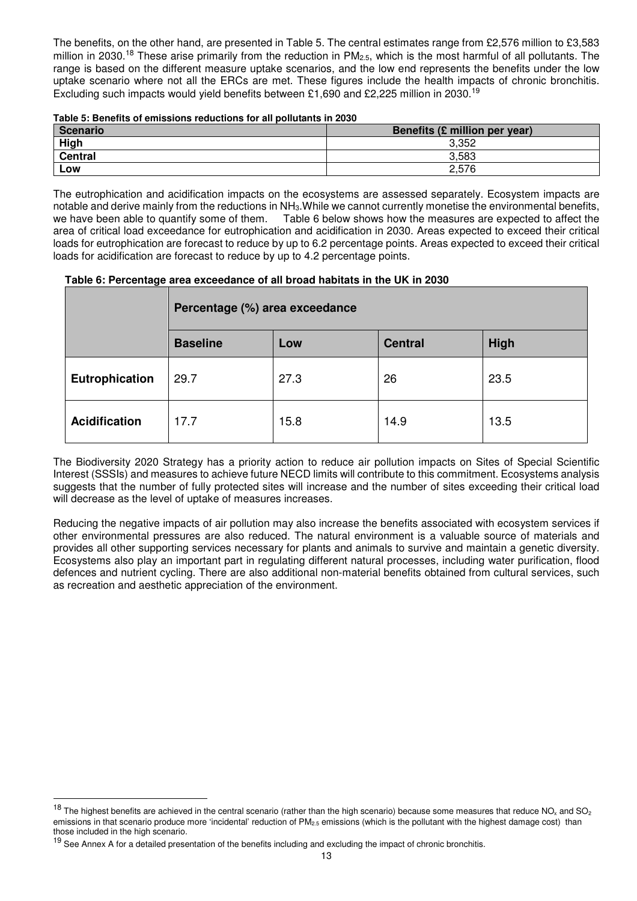The benefits, on the other hand, are presented in Table 5. The central estimates range from £2,576 million to £3,583 million in 2030.[18] These arise primarily from the reduction in $PM_{2.5}$, which is the most harmful of all pollutants. The range is based on the different measure uptake scenarios, and the low end represents the benefits under the low uptake scenario where not all the ERCs are met. These figures include the health impacts of chronic bronchitis. Excluding such impacts would yield benefits between £1,690 and £2,225 million in 2030.[19]

**Table 5: Benefits of emissions reductions for all pollutants in 2030**

| Scenario | Benefits (£ million per year) |
|---|---|
| **High** | 3,352 |
| **Central** | 3,583 |
| **Low** | 2,576 |

The eutrophication and acidification impacts on the ecosystems are assessed separately. Ecosystem impacts are notable and derive mainly from the reductions in $NH_3$. While we cannot currently monetise the environmental benefits, we have been able to quantify some of them. Table 6 below shows how the measures are expected to affect the area of critical load exceedance for eutrophication and acidification in 2030. Areas expected to exceed their critical loads for eutrophication are forecast to reduce by up to 6.2 percentage points. Areas expected to exceed their critical loads for acidification are forecast to reduce by up to 4.2 percentage points.

**Table 6: Percentage area exceedance of all broad habitats in the UK in 2030**

| | Percentage (%) area exceedance | | | |
|---|---|---|---|---|
| | **Baseline** | **Low** | **Central** | **High** |
| **Eutrophication** | 29.7 | 27.3 | 26 | 23.5 |
| **Acidification** | 17.7 | 15.8 | 14.9 | 13.5 |

The Biodiversity 2020 Strategy has a priority action to reduce air pollution impacts on Sites of Special Scientific Interest (SSSIs) and measures to achieve future NECD limits will contribute to this commitment. Ecosystems analysis suggests that the number of fully protected sites will increase and the number of sites exceeding their critical load will decrease as the level of uptake of measures increases.

Reducing the negative impacts of air pollution may also increase the benefits associated with ecosystem services if other environmental pressures are also reduced. The natural environment is a valuable source of materials and provides all other supporting services necessary for plants and animals to survive and maintain a genetic diversity. Ecosystems also play an important part in regulating different natural processes, including water purification, flood defences and nutrient cycling. There are also additional non-material benefits obtained from cultural services, such as recreation and aesthetic appreciation of the environment.

---

[18] The highest benefits are achieved in the central scenario (rather than the high scenario) because some measures that reduce $NO_x$ and $SO_2$ emissions in that scenario produce more 'incidental' reduction of $PM_{2.5}$ emissions (which is the pollutant with the highest damage cost) than those included in the high scenario.

[19] See Annex A for a detailed presentation of the benefits including and excluding the impact of chronic bronchitis.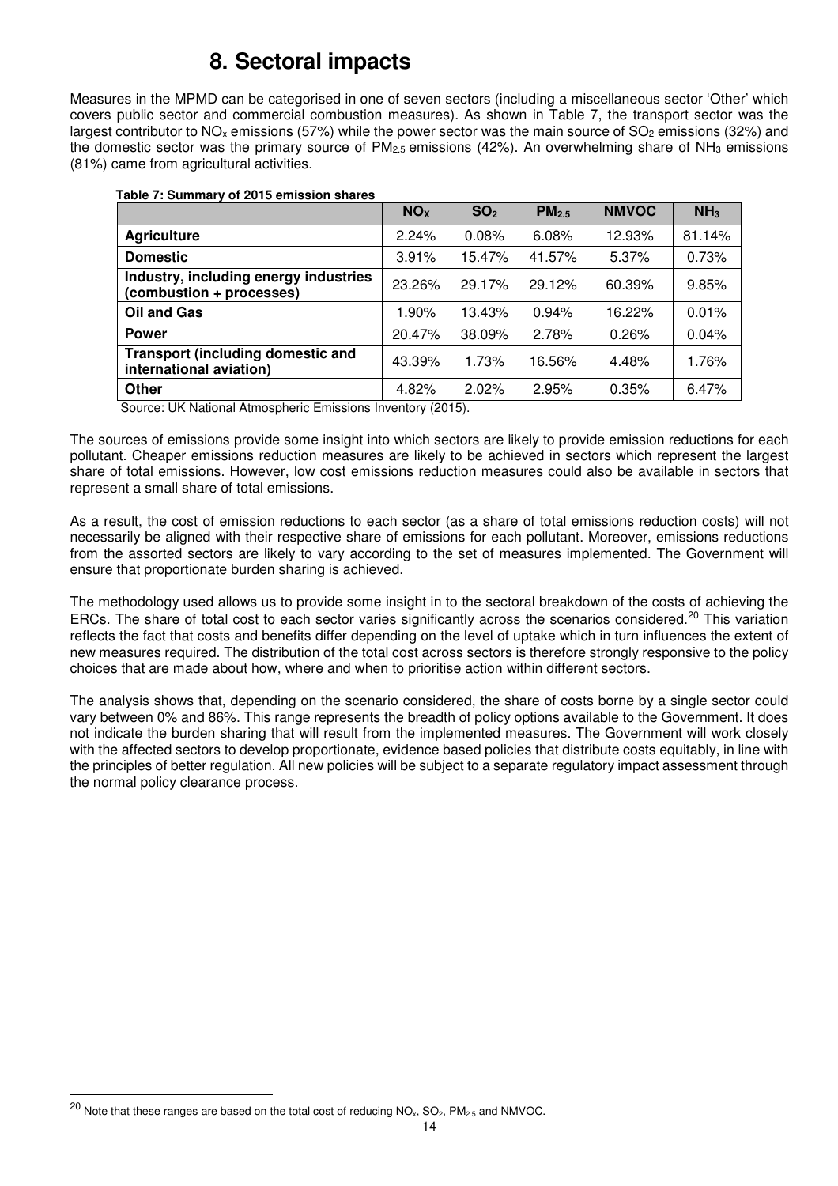# 8. Sectoral impacts

Measures in the MPMD can be categorised in one of seven sectors (including a miscellaneous sector 'Other' which covers public sector and commercial combustion measures). As shown in Table 7, the transport sector was the largest contributor to $NO_x$ emissions (57%) while the power sector was the main source of $SO_2$ emissions (32%) and the domestic sector was the primary source of $PM_{2.5}$ emissions (42%). An overwhelming share of $NH_3$ emissions (81%) came from agricultural activities.

**Table 7: Summary of 2015 emission shares**

| | $NO_X$ | $SO_2$ | $PM_{2.5}$ | NMVOC | $NH_3$ |
|---|---|---|---|---|---|
| **Agriculture** | 2.24% | 0.08% | 6.08% | 12.93% | 81.14% |
| **Domestic** | 3.91% | 15.47% | 41.57% | 5.37% | 0.73% |
| **Industry, including energy industries (combustion + processes)** | 23.26% | 29.17% | 29.12% | 60.39% | 9.85% |
| **Oil and Gas** | 1.90% | 13.43% | 0.94% | 16.22% | 0.01% |
| **Power** | 20.47% | 38.09% | 2.78% | 0.26% | 0.04% |
| **Transport (including domestic and international aviation)** | 43.39% | 1.73% | 16.56% | 4.48% | 1.76% |
| **Other** | 4.82% | 2.02% | 2.95% | 0.35% | 6.47% |

Source: UK National Atmospheric Emissions Inventory (2015).

The sources of emissions provide some insight into which sectors are likely to provide emission reductions for each pollutant. Cheaper emissions reduction measures are likely to be achieved in sectors which represent the largest share of total emissions. However, low cost emissions reduction measures could also be available in sectors that represent a small share of total emissions.

As a result, the cost of emission reductions to each sector (as a share of total emissions reduction costs) will not necessarily be aligned with their respective share of emissions for each pollutant. Moreover, emissions reductions from the assorted sectors are likely to vary according to the set of measures implemented. The Government will ensure that proportionate burden sharing is achieved.

The methodology used allows us to provide some insight in to the sectoral breakdown of the costs of achieving the ERCs. The share of total cost to each sector varies significantly across the scenarios considered.[20] This variation reflects the fact that costs and benefits differ depending on the level of uptake which in turn influences the extent of new measures required. The distribution of the total cost across sectors is therefore strongly responsive to the policy choices that are made about how, where and when to prioritise action within different sectors.

The analysis shows that, depending on the scenario considered, the share of costs borne by a single sector could vary between 0% and 86%. This range represents the breadth of policy options available to the Government. It does not indicate the burden sharing that will result from the implemented measures. The Government will work closely with the affected sectors to develop proportionate, evidence based policies that distribute costs equitably, in line with the principles of better regulation. All new policies will be subject to a separate regulatory impact assessment through the normal policy clearance process.

[20] Note that these ranges are based on the total cost of reducing $NO_x$, $SO_2$, $PM_{2.5}$ and NMVOC.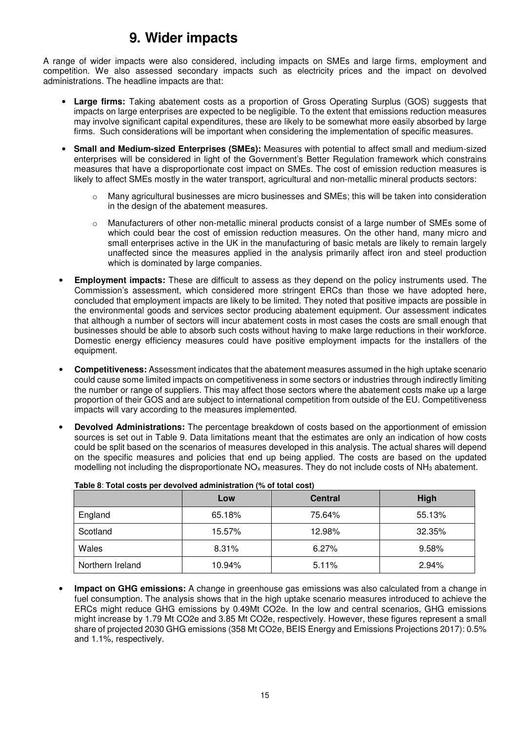# 9. Wider impacts

A range of wider impacts were also considered, including impacts on SMEs and large firms, employment and competition. We also assessed secondary impacts such as electricity prices and the impact on devolved administrations. The headline impacts are that:

- **Large firms:** Taking abatement costs as a proportion of Gross Operating Surplus (GOS) suggests that impacts on large enterprises are expected to be negligible. To the extent that emissions reduction measures may involve significant capital expenditures, these are likely to be somewhat more easily absorbed by large firms. Such considerations will be important when considering the implementation of specific measures.
- **Small and Medium-sized Enterprises (SMEs):** Measures with potential to affect small and medium-sized enterprises will be considered in light of the Government's Better Regulation framework which constrains measures that have a disproportionate cost impact on SMEs. The cost of emission reduction measures is likely to affect SMEs mostly in the water transport, agricultural and non-metallic mineral products sectors:
  - Many agricultural businesses are micro businesses and SMEs; this will be taken into consideration in the design of the abatement measures.
  - Manufacturers of other non-metallic mineral products consist of a large number of SMEs some of which could bear the cost of emission reduction measures. On the other hand, many micro and small enterprises active in the UK in the manufacturing of basic metals are likely to remain largely unaffected since the measures applied in the analysis primarily affect iron and steel production which is dominated by large companies.
- **Employment impacts:** These are difficult to assess as they depend on the policy instruments used. The Commission's assessment, which considered more stringent ERCs than those we have adopted here, concluded that employment impacts are likely to be limited. They noted that positive impacts are possible in the environmental goods and services sector producing abatement equipment. Our assessment indicates that although a number of sectors will incur abatement costs in most cases the costs are small enough that businesses should be able to absorb such costs without having to make large reductions in their workforce. Domestic energy efficiency measures could have positive employment impacts for the installers of the equipment.
- **Competitiveness:** Assessment indicates that the abatement measures assumed in the high uptake scenario could cause some limited impacts on competitiveness in some sectors or industries through indirectly limiting the number or range of suppliers. This may affect those sectors where the abatement costs make up a large proportion of their GOS and are subject to international competition from outside of the EU. Competitiveness impacts will vary according to the measures implemented.
- **Devolved Administrations:** The percentage breakdown of costs based on the apportionment of emission sources is set out in Table 9. Data limitations meant that the estimates are only an indication of how costs could be split based on the scenarios of measures developed in this analysis. The actual shares will depend on the specific measures and policies that end up being applied. The costs are based on the updated modelling not including the disproportionate $NO_x$ measures. They do not include costs of $NH_3$ abatement.

**Table 8**: **Total costs per devolved administration (% of total cost)**

| | Low | Central | High |
|---|---|---|---|
| England | 65.18% | 75.64% | 55.13% |
| Scotland | 15.57% | 12.98% | 32.35% |
| Wales | 8.31% | 6.27% | 9.58% |
| Northern Ireland | 10.94% | 5.11% | 2.94% |

- **Impact on GHG emissions:** A change in greenhouse gas emissions was also calculated from a change in fuel consumption. The analysis shows that in the high uptake scenario measures introduced to achieve the ERCs might reduce GHG emissions by 0.49Mt CO2e. In the low and central scenarios, GHG emissions might increase by 1.79 Mt CO2e and 3.85 Mt CO2e, respectively. However, these figures represent a small share of projected 2030 GHG emissions (358 Mt CO2e, BEIS Energy and Emissions Projections 2017): 0.5% and 1.1%, respectively.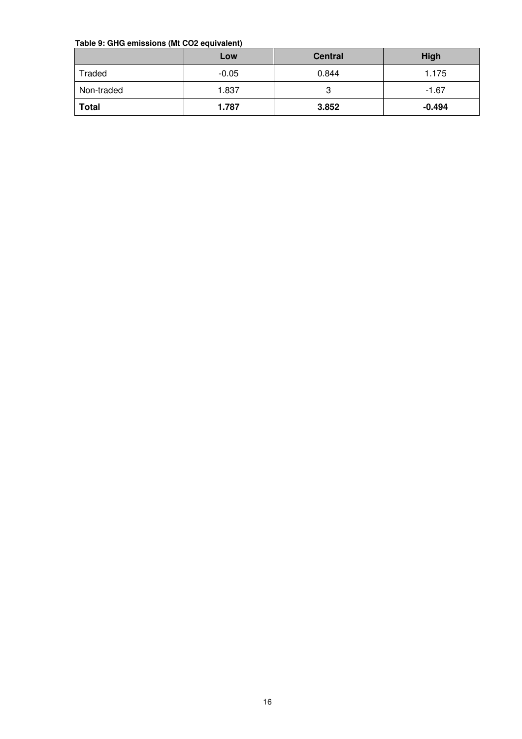**Table 9: GHG emissions (Mt CO2 equivalent)**

| | Low | Central | High |
|---|---|---|---|
| Traded | -0.05 | 0.844 | 1.175 |
| Non-traded | 1.837 | 3 | -1.67 |
| **Total** | **1.787** | **3.852** | **-0.494** |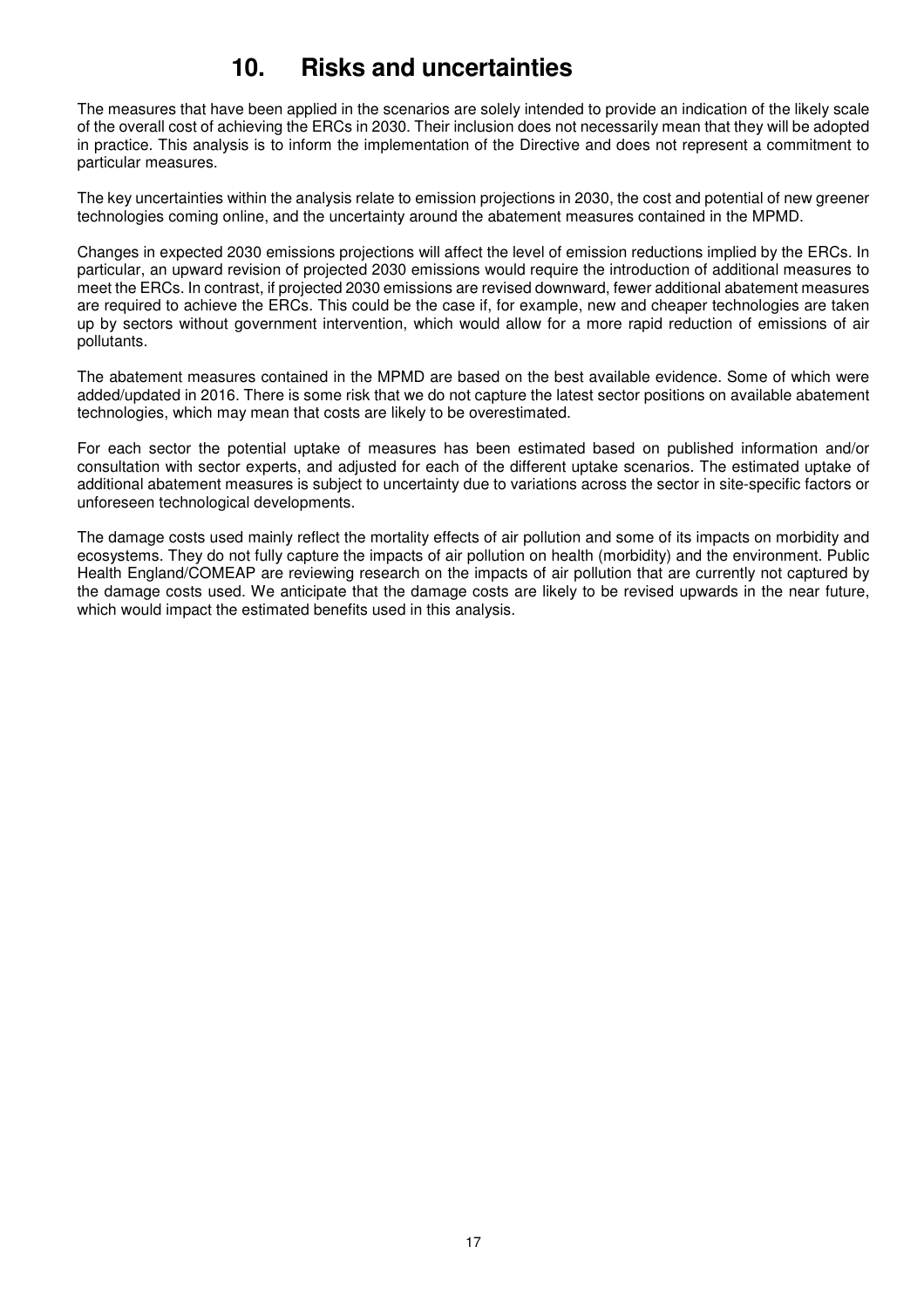# 10. Risks and uncertainties

The measures that have been applied in the scenarios are solely intended to provide an indication of the likely scale of the overall cost of achieving the ERCs in 2030. Their inclusion does not necessarily mean that they will be adopted in practice. This analysis is to inform the implementation of the Directive and does not represent a commitment to particular measures.

The key uncertainties within the analysis relate to emission projections in 2030, the cost and potential of new greener technologies coming online, and the uncertainty around the abatement measures contained in the MPMD.

Changes in expected 2030 emissions projections will affect the level of emission reductions implied by the ERCs. In particular, an upward revision of projected 2030 emissions would require the introduction of additional measures to meet the ERCs. In contrast, if projected 2030 emissions are revised downward, fewer additional abatement measures are required to achieve the ERCs. This could be the case if, for example, new and cheaper technologies are taken up by sectors without government intervention, which would allow for a more rapid reduction of emissions of air pollutants.

The abatement measures contained in the MPMD are based on the best available evidence. Some of which were added/updated in 2016. There is some risk that we do not capture the latest sector positions on available abatement technologies, which may mean that costs are likely to be overestimated.

For each sector the potential uptake of measures has been estimated based on published information and/or consultation with sector experts, and adjusted for each of the different uptake scenarios. The estimated uptake of additional abatement measures is subject to uncertainty due to variations across the sector in site-specific factors or unforeseen technological developments.

The damage costs used mainly reflect the mortality effects of air pollution and some of its impacts on morbidity and ecosystems. They do not fully capture the impacts of air pollution on health (morbidity) and the environment. Public Health England/COMEAP are reviewing research on the impacts of air pollution that are currently not captured by the damage costs used. We anticipate that the damage costs are likely to be revised upwards in the near future, which would impact the estimated benefits used in this analysis.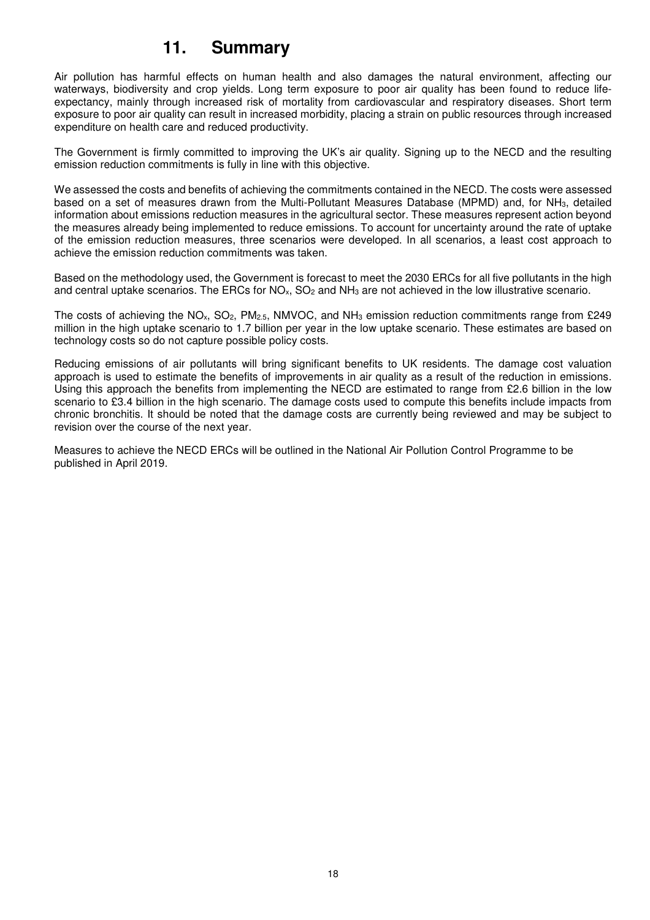# 11. Summary

Air pollution has harmful effects on human health and also damages the natural environment, affecting our waterways, biodiversity and crop yields. Long term exposure to poor air quality has been found to reduce life-expectancy, mainly through increased risk of mortality from cardiovascular and respiratory diseases. Short term exposure to poor air quality can result in increased morbidity, placing a strain on public resources through increased expenditure on health care and reduced productivity.

The Government is firmly committed to improving the UK's air quality. Signing up to the NECD and the resulting emission reduction commitments is fully in line with this objective.

We assessed the costs and benefits of achieving the commitments contained in the NECD. The costs were assessed based on a set of measures drawn from the Multi-Pollutant Measures Database (MPMD) and, for $NH_3$, detailed information about emissions reduction measures in the agricultural sector. These measures represent action beyond the measures already being implemented to reduce emissions. To account for uncertainty around the rate of uptake of the emission reduction measures, three scenarios were developed. In all scenarios, a least cost approach to achieve the emission reduction commitments was taken.

Based on the methodology used, the Government is forecast to meet the 2030 ERCs for all five pollutants in the high and central uptake scenarios. The ERCs for $NO_x$, $SO_2$ and $NH_3$ are not achieved in the low illustrative scenario.

The costs of achieving the $NO_x$, $SO_2$, $PM_{2.5}$, NMVOC, and $NH_3$ emission reduction commitments range from £249 million in the high uptake scenario to 1.7 billion per year in the low uptake scenario. These estimates are based on technology costs so do not capture possible policy costs.

Reducing emissions of air pollutants will bring significant benefits to UK residents. The damage cost valuation approach is used to estimate the benefits of improvements in air quality as a result of the reduction in emissions. Using this approach the benefits from implementing the NECD are estimated to range from £2.6 billion in the low scenario to £3.4 billion in the high scenario. The damage costs used to compute this benefits include impacts from chronic bronchitis. It should be noted that the damage costs are currently being reviewed and may be subject to revision over the course of the next year.

Measures to achieve the NECD ERCs will be outlined in the National Air Pollution Control Programme to be published in April 2019.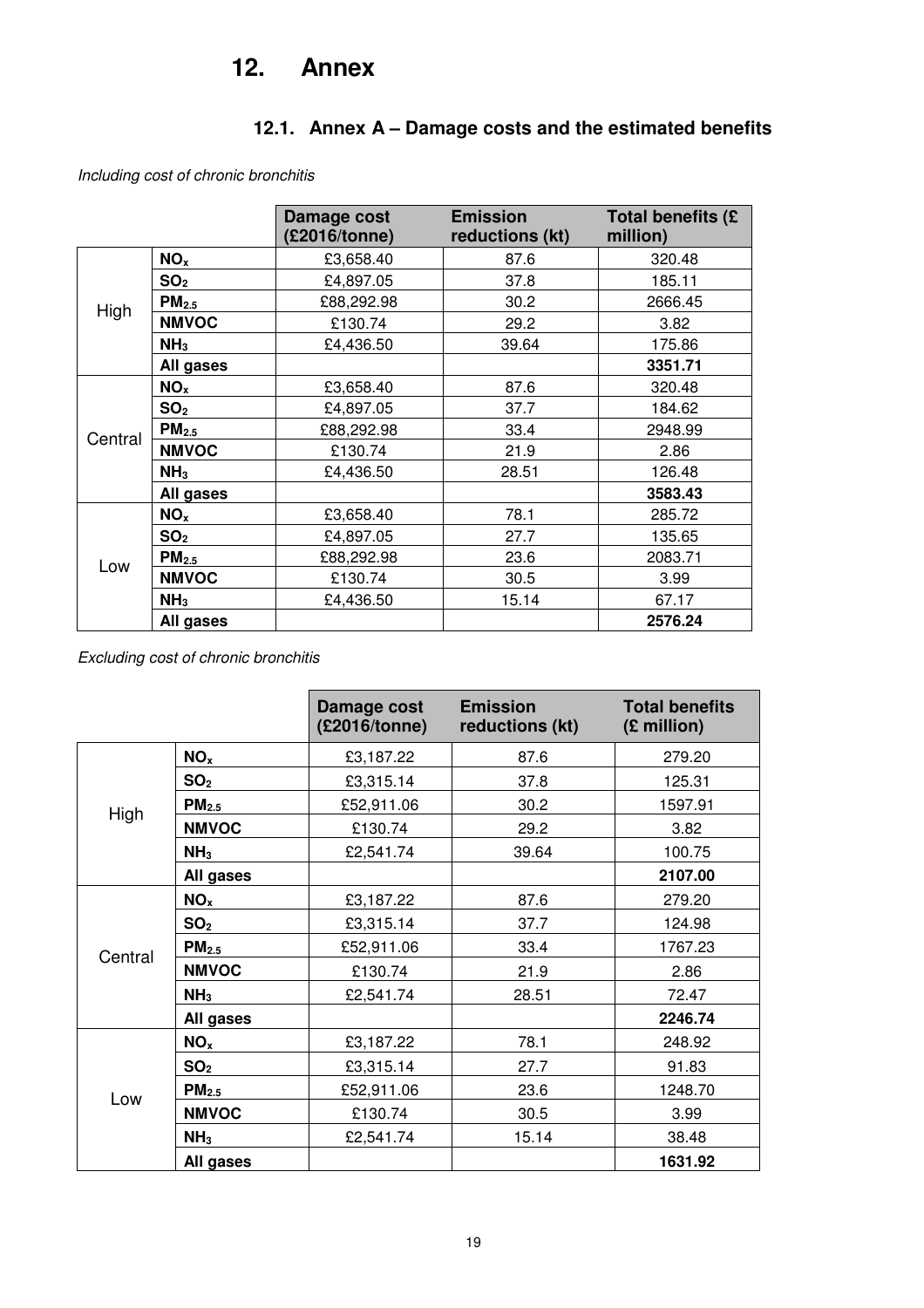# 12. Annex

## 12.1. Annex A – Damage costs and the estimated benefits

*Including cost of chronic bronchitis*

| | | Damage cost (£2016/tonne) | Emission reductions (kt) | Total benefits (£ million) |
|---|---|---|---|---|
| High | $NO_x$ | £3,658.40 | 87.6 | 320.48 |
| | $SO_2$ | £4,897.05 | 37.8 | 185.11 |
| | $PM_{2.5}$ | £88,292.98 | 30.2 | 2666.45 |
| | NMVOC | £130.74 | 29.2 | 3.82 |
| | $NH_3$ | £4,436.50 | 39.64 | 175.86 |
| | All gases | | | **3351.71** |
| Central | $NO_x$ | £3,658.40 | 87.6 | 320.48 |
| | $SO_2$ | £4,897.05 | 37.7 | 184.62 |
| | $PM_{2.5}$ | £88,292.98 | 33.4 | 2948.99 |
| | NMVOC | £130.74 | 21.9 | 2.86 |
| | $NH_3$ | £4,436.50 | 28.51 | 126.48 |
| | All gases | | | **3583.43** |
| Low | $NO_x$ | £3,658.40 | 78.1 | 285.72 |
| | $SO_2$ | £4,897.05 | 27.7 | 135.65 |
| | $PM_{2.5}$ | £88,292.98 | 23.6 | 2083.71 |
| | NMVOC | £130.74 | 30.5 | 3.99 |
| | $NH_3$ | £4,436.50 | 15.14 | 67.17 |
| | All gases | | | **2576.24** |

*Excluding cost of chronic bronchitis*

| | | Damage cost (£2016/tonne) | Emission reductions (kt) | Total benefits (£ million) |
|---|---|---|---|---|
| High | $NO_x$ | £3,187.22 | 87.6 | 279.20 |
| | $SO_2$ | £3,315.14 | 37.8 | 125.31 |
| | $PM_{2.5}$ | £52,911.06 | 30.2 | 1597.91 |
| | NMVOC | £130.74 | 29.2 | 3.82 |
| | $NH_3$ | £2,541.74 | 39.64 | 100.75 |
| | All gases | | | **2107.00** |
| Central | $NO_x$ | £3,187.22 | 87.6 | 279.20 |
| | $SO_2$ | £3,315.14 | 37.7 | 124.98 |
| | $PM_{2.5}$ | £52,911.06 | 33.4 | 1767.23 |
| | NMVOC | £130.74 | 21.9 | 2.86 |
| | $NH_3$ | £2,541.74 | 28.51 | 72.47 |
| | All gases | | | **2246.74** |
| Low | $NO_x$ | £3,187.22 | 78.1 | 248.92 |
| | $SO_2$ | £3,315.14 | 27.7 | 91.83 |
| | $PM_{2.5}$ | £52,911.06 | 23.6 | 1248.70 |
| | NMVOC | £130.74 | 30.5 | 3.99 |
| | $NH_3$ | £2,541.74 | 15.14 | 38.48 |
| | All gases | | | **1631.92** |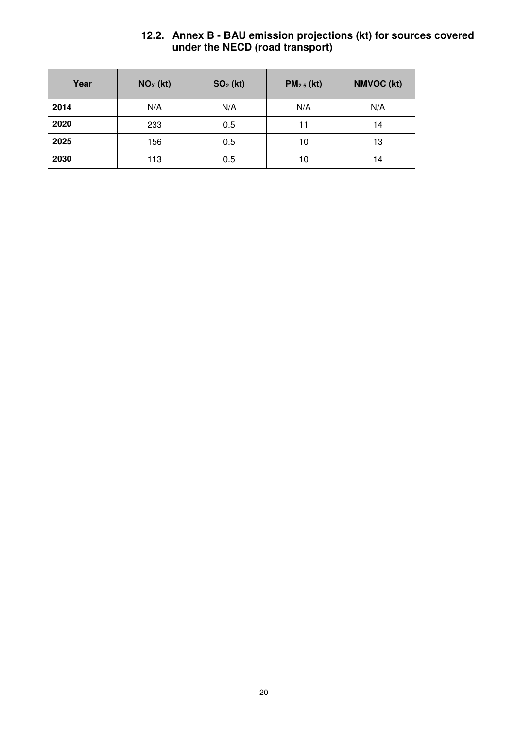## 12.2. Annex B - BAU emission projections (kt) for sources covered under the NECD (road transport)

| Year | $NO_X$ (kt) | $SO_2$ (kt) | $PM_{2.5}$ (kt) | NMVOC (kt) |
|---|---|---|---|---|
| **2014** | N/A | N/A | N/A | N/A |
| **2020** | 233 | 0.5 | 11 | 14 |
| **2025** | 156 | 0.5 | 10 | 13 |
| **2030** | 113 | 0.5 | 10 | 14 |